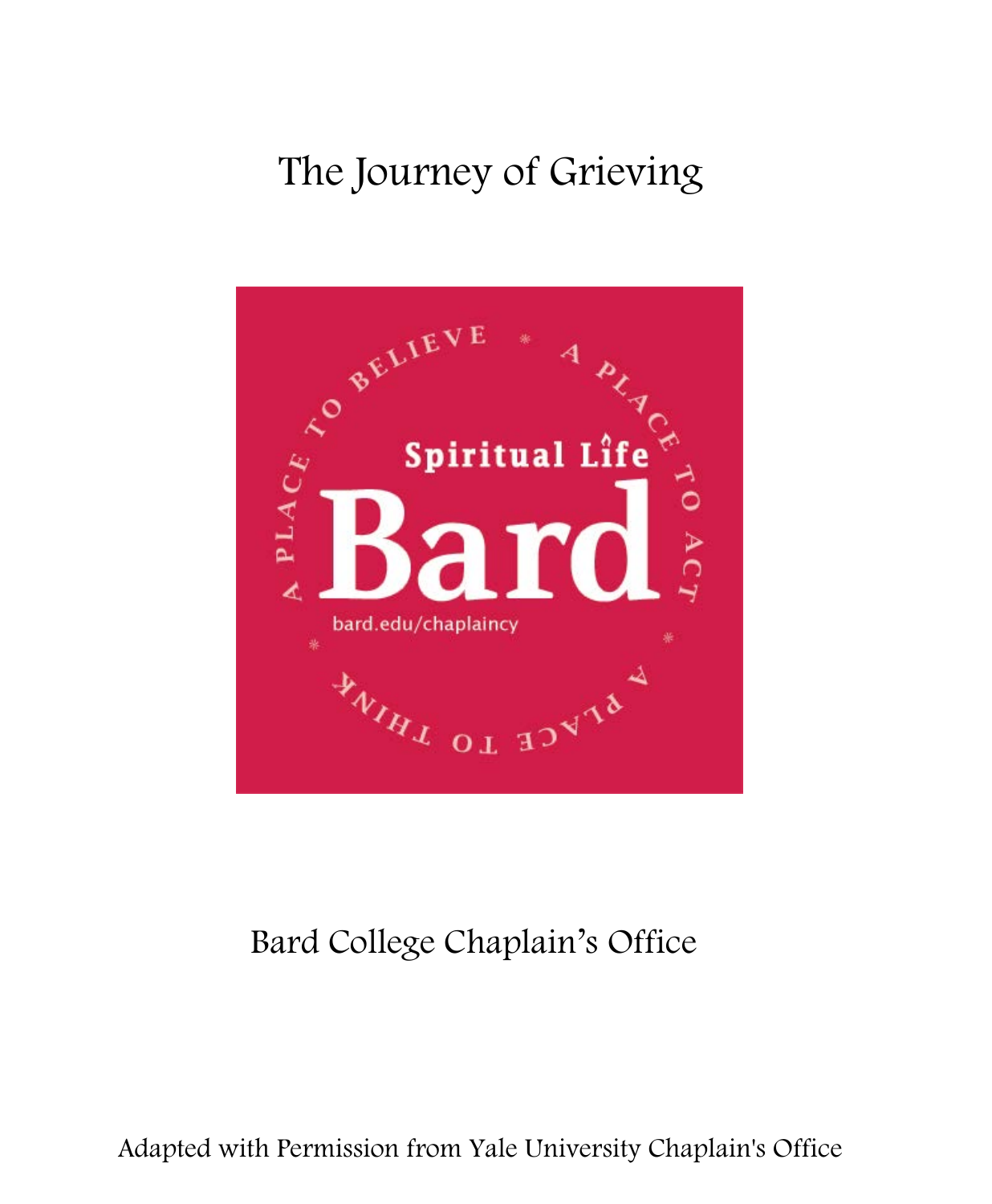# The Journey of Grieving

Bard College Chaplain's Office

Adapted with Permission from Yale University Chaplain's Office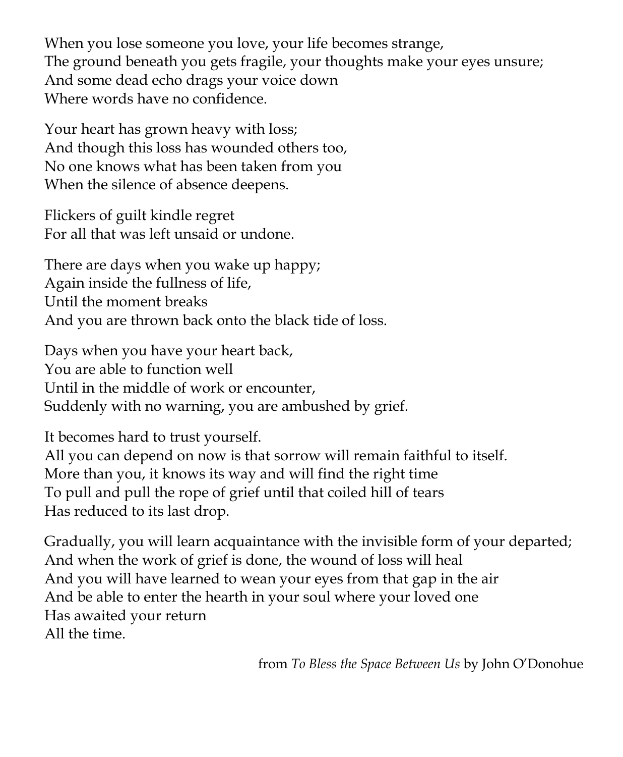When you lose someone you love, your life becomes strange,
The ground beneath you gets fragile, your thoughts make your eyes unsure;
And some dead echo drags your voice down
Where words have no confidence.

Your heart has grown heavy with loss;
And though this loss has wounded others too,
No one knows what has been taken from you
When the silence of absence deepens.

Flickers of guilt kindle regret
For all that was left unsaid or undone.

There are days when you wake up happy;
Again inside the fullness of life,
Until the moment breaks
And you are thrown back onto the black tide of loss.

Days when you have your heart back,
You are able to function well
Until in the middle of work or encounter,
Suddenly with no warning, you are ambushed by grief.

It becomes hard to trust yourself.
All you can depend on now is that sorrow will remain faithful to itself.
More than you, it knows its way and will find the right time
To pull and pull the rope of grief until that coiled hill of tears
Has reduced to its last drop.

Gradually, you will learn acquaintance with the invisible form of your departed;
And when the work of grief is done, the wound of loss will heal
And you will have learned to wean your eyes from that gap in the air
And be able to enter the hearth in your soul where your loved one
Has awaited your return
All the time.

from *To Bless the Space Between Us* by John O'Donohue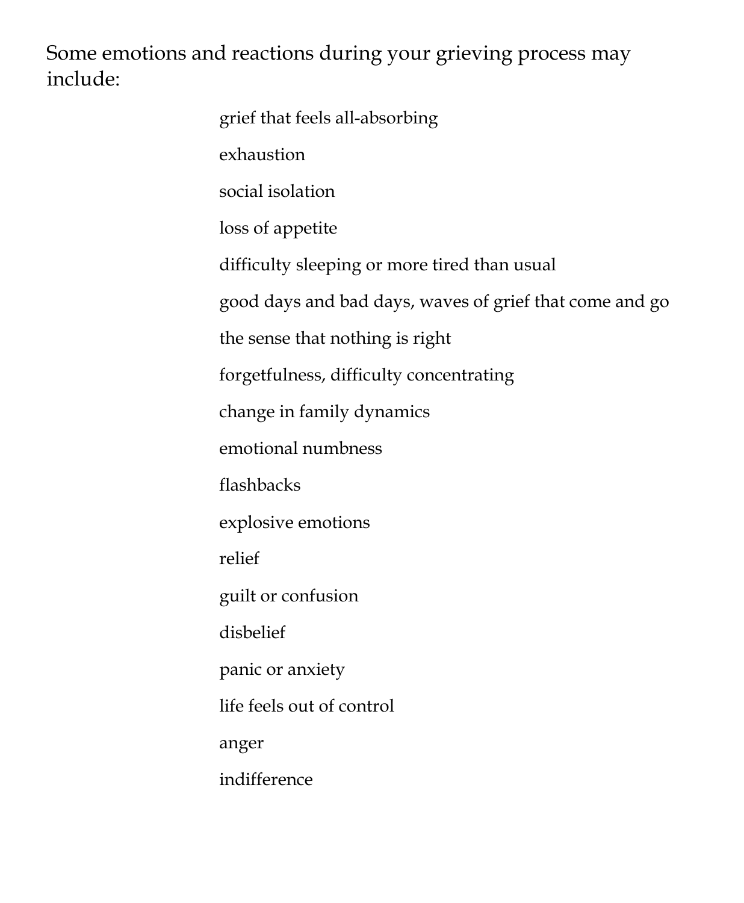Some emotions and reactions during your grieving process may include:

- grief that feels all-absorbing
- exhaustion
- social isolation
- loss of appetite
- difficulty sleeping or more tired than usual
- good days and bad days, waves of grief that come and go
- the sense that nothing is right
- forgetfulness, difficulty concentrating
- change in family dynamics
- emotional numbness
- flashbacks
- explosive emotions
- relief
- guilt or confusion
- disbelief
- panic or anxiety
- life feels out of control
- anger
- indifference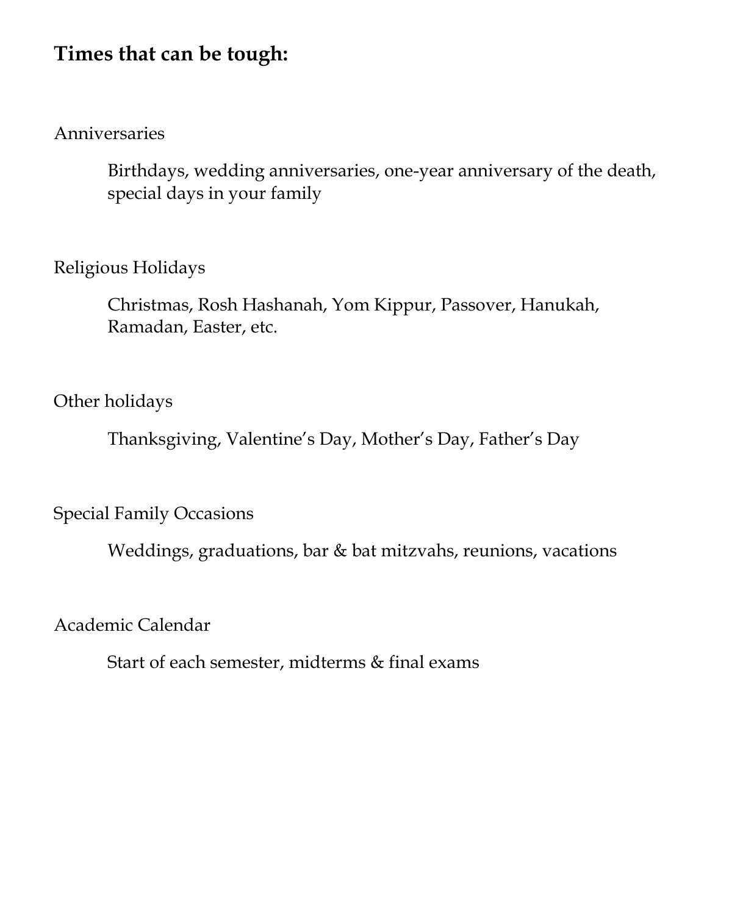**Times that can be tough:**

Anniversaries

> Birthdays, wedding anniversaries, one-year anniversary of the death, special days in your family

Religious Holidays

> Christmas, Rosh Hashanah, Yom Kippur, Passover, Hanukah, Ramadan, Easter, etc.

Other holidays

> Thanksgiving, Valentine's Day, Mother's Day, Father's Day

Special Family Occasions

> Weddings, graduations, bar & bat mitzvahs, reunions, vacations

Academic Calendar

> Start of each semester, midterms & final exams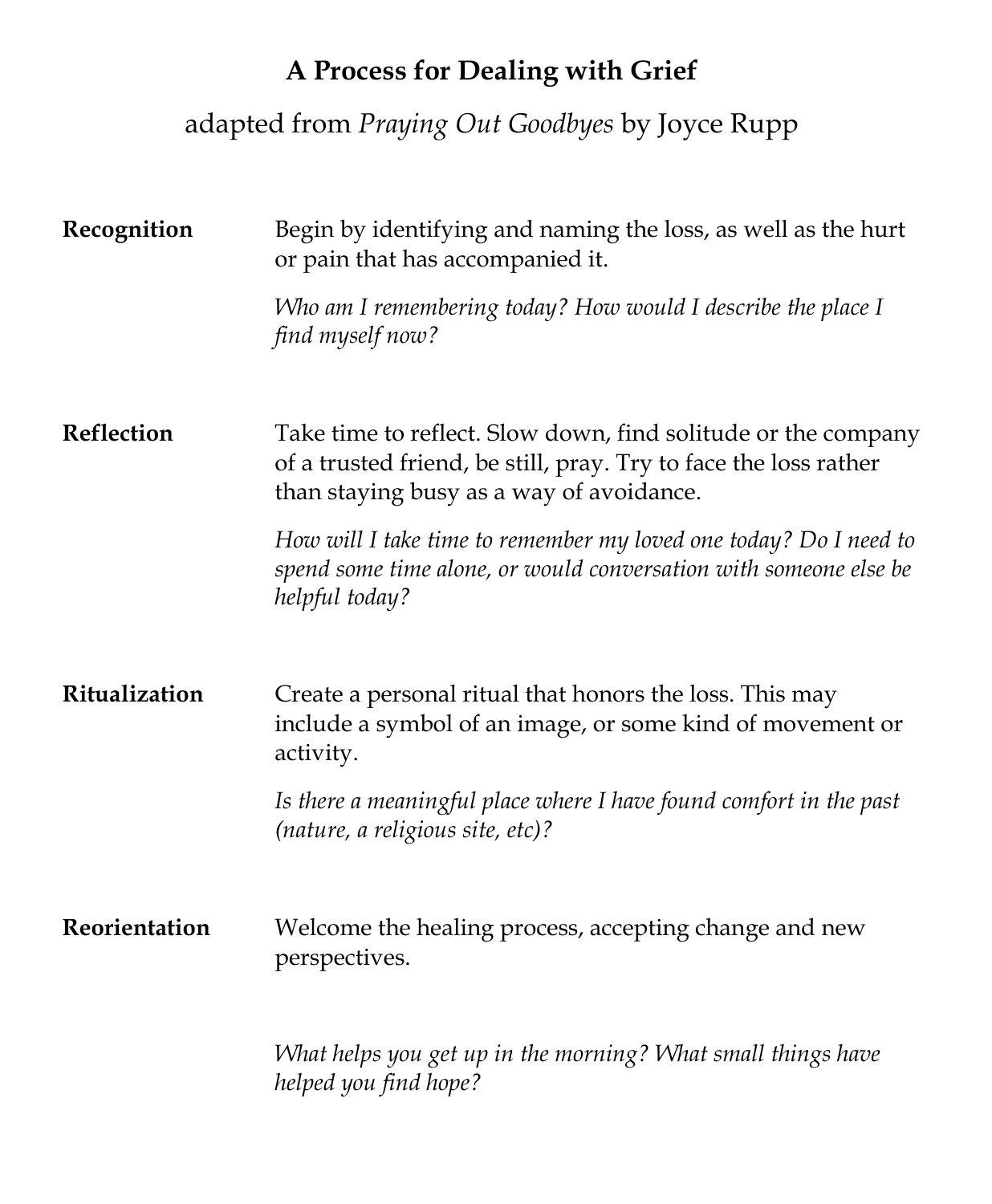# A Process for Dealing with Grief

adapted from *Praying Out Goodbyes* by Joyce Rupp

**Recognition**

Begin by identifying and naming the loss, as well as the hurt or pain that has accompanied it.

*Who am I remembering today? How would I describe the place I find myself now?*

**Reflection**

Take time to reflect. Slow down, find solitude or the company of a trusted friend, be still, pray. Try to face the loss rather than staying busy as a way of avoidance.

*How will I take time to remember my loved one today? Do I need to spend some time alone, or would conversation with someone else be helpful today?*

**Ritualization**

Create a personal ritual that honors the loss. This may include a symbol of an image, or some kind of movement or activity.

*Is there a meaningful place where I have found comfort in the past (nature, a religious site, etc)?*

**Reorientation**

Welcome the healing process, accepting change and new perspectives.

*What helps you get up in the morning? What small things have helped you find hope?*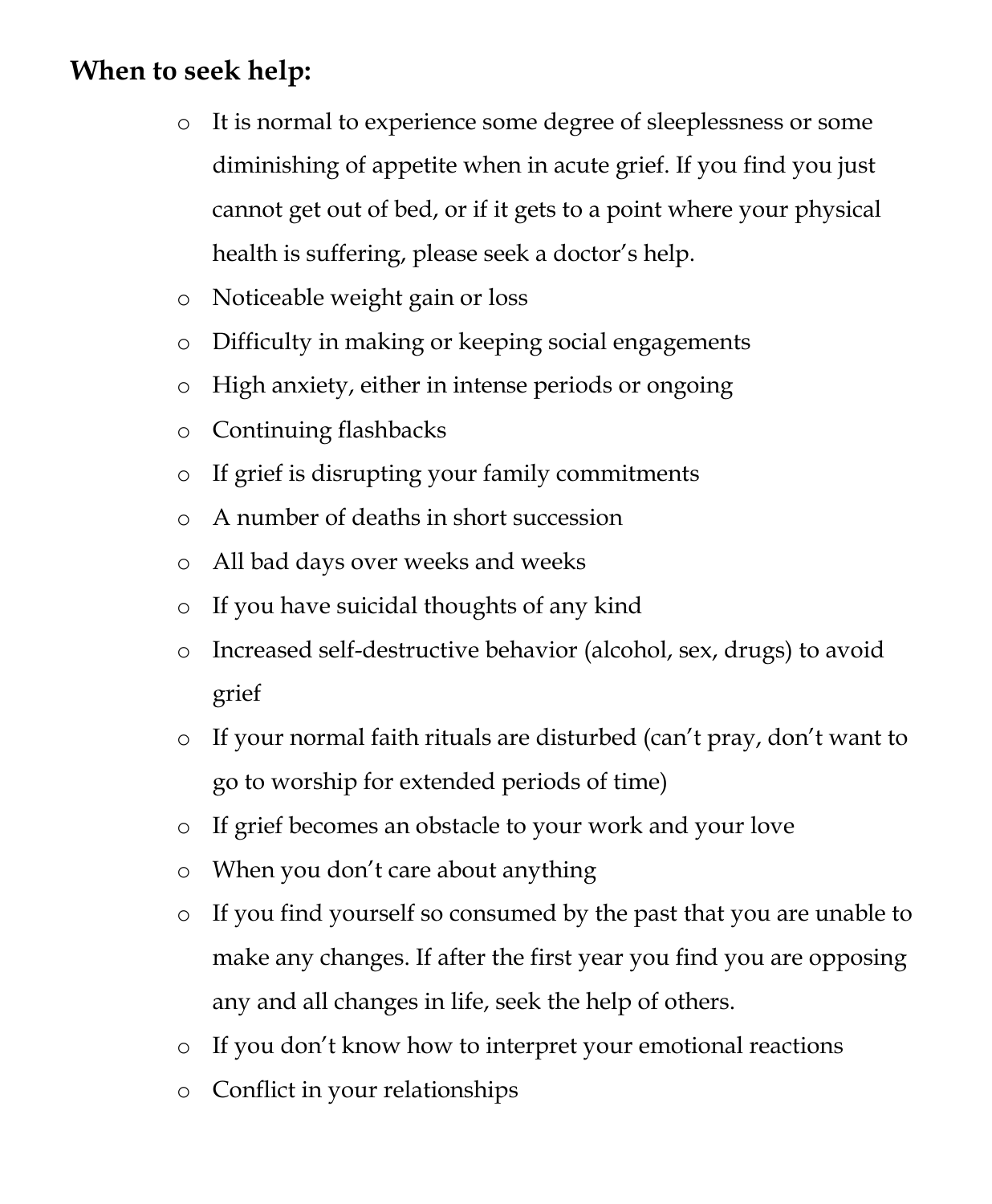***When to seek help:***

- It is normal to experience some degree of sleeplessness or some diminishing of appetite when in acute grief. If you find you just cannot get out of bed, or if it gets to a point where your physical health is suffering, please seek a doctor's help.
- Noticeable weight gain or loss
- Difficulty in making or keeping social engagements
- High anxiety, either in intense periods or ongoing
- Continuing flashbacks
- If grief is disrupting your family commitments
- A number of deaths in short succession
- All bad days over weeks and weeks
- If you have suicidal thoughts of any kind
- Increased self-destructive behavior (alcohol, sex, drugs) to avoid grief
- If your normal faith rituals are disturbed (can't pray, don't want to go to worship for extended periods of time)
- If grief becomes an obstacle to your work and your love
- When you don't care about anything
- If you find yourself so consumed by the past that you are unable to make any changes. If after the first year you find you are opposing any and all changes in life, seek the help of others.
- If you don't know how to interpret your emotional reactions
- Conflict in your relationships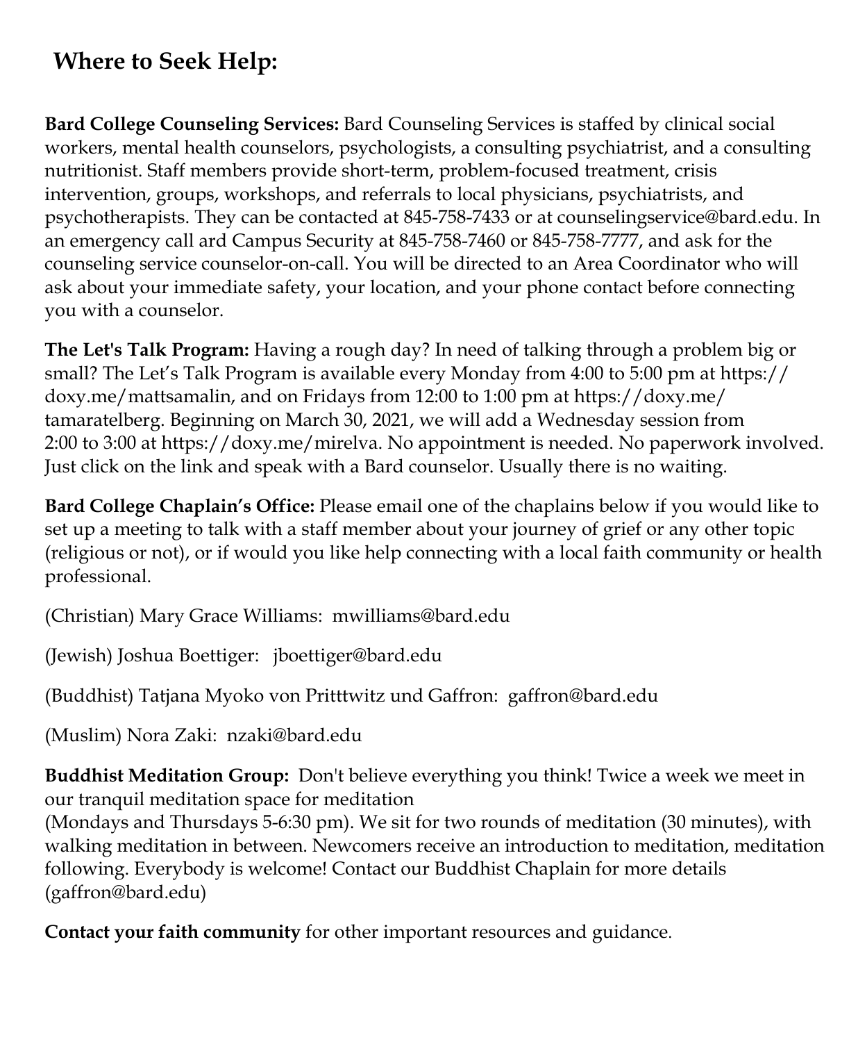## Where to Seek Help:

**Bard College Counseling Services:** Bard Counseling Services is staffed by clinical social workers, mental health counselors, psychologists, a consulting psychiatrist, and a consulting nutritionist. Staff members provide short-term, problem-focused treatment, crisis intervention, groups, workshops, and referrals to local physicians, psychiatrists, and psychotherapists. They can be contacted at 845-758-7433 or at counselingservice@bard.edu. In an emergency call ard Campus Security at 845-758-7460 or 845-758-7777, and ask for the counseling service counselor-on-call. You will be directed to an Area Coordinator who will ask about your immediate safety, your location, and your phone contact before connecting you with a counselor.

**The Let's Talk Program:** Having a rough day? In need of talking through a problem big or small? The Let's Talk Program is available every Monday from 4:00 to 5:00 pm at https://doxy.me/mattsamalin, and on Fridays from 12:00 to 1:00 pm at https://doxy.me/tamaratelberg. Beginning on March 30, 2021, we will add a Wednesday session from 2:00 to 3:00 at https://doxy.me/mirelva. No appointment is needed. No paperwork involved. Just click on the link and speak with a Bard counselor. Usually there is no waiting.

**Bard College Chaplain's Office:** Please email one of the chaplains below if you would like to set up a meeting to talk with a staff member about your journey of grief or any other topic (religious or not), or if would you like help connecting with a local faith community or health professional.

(Christian) Mary Grace Williams: mwilliams@bard.edu

(Jewish) Joshua Boettiger: jboettiger@bard.edu

(Buddhist) Tatjana Myoko von Pritttwitz und Gaffron: gaffron@bard.edu

(Muslim) Nora Zaki: nzaki@bard.edu

**Buddhist Meditation Group:** Don't believe everything you think! Twice a week we meet in our tranquil meditation space for meditation
(Mondays and Thursdays 5-6:30 pm). We sit for two rounds of meditation (30 minutes), with walking meditation in between. Newcomers receive an introduction to meditation, meditation following. Everybody is welcome! Contact our Buddhist Chaplain for more details (gaffron@bard.edu)

**Contact your faith community** for other important resources and guidance.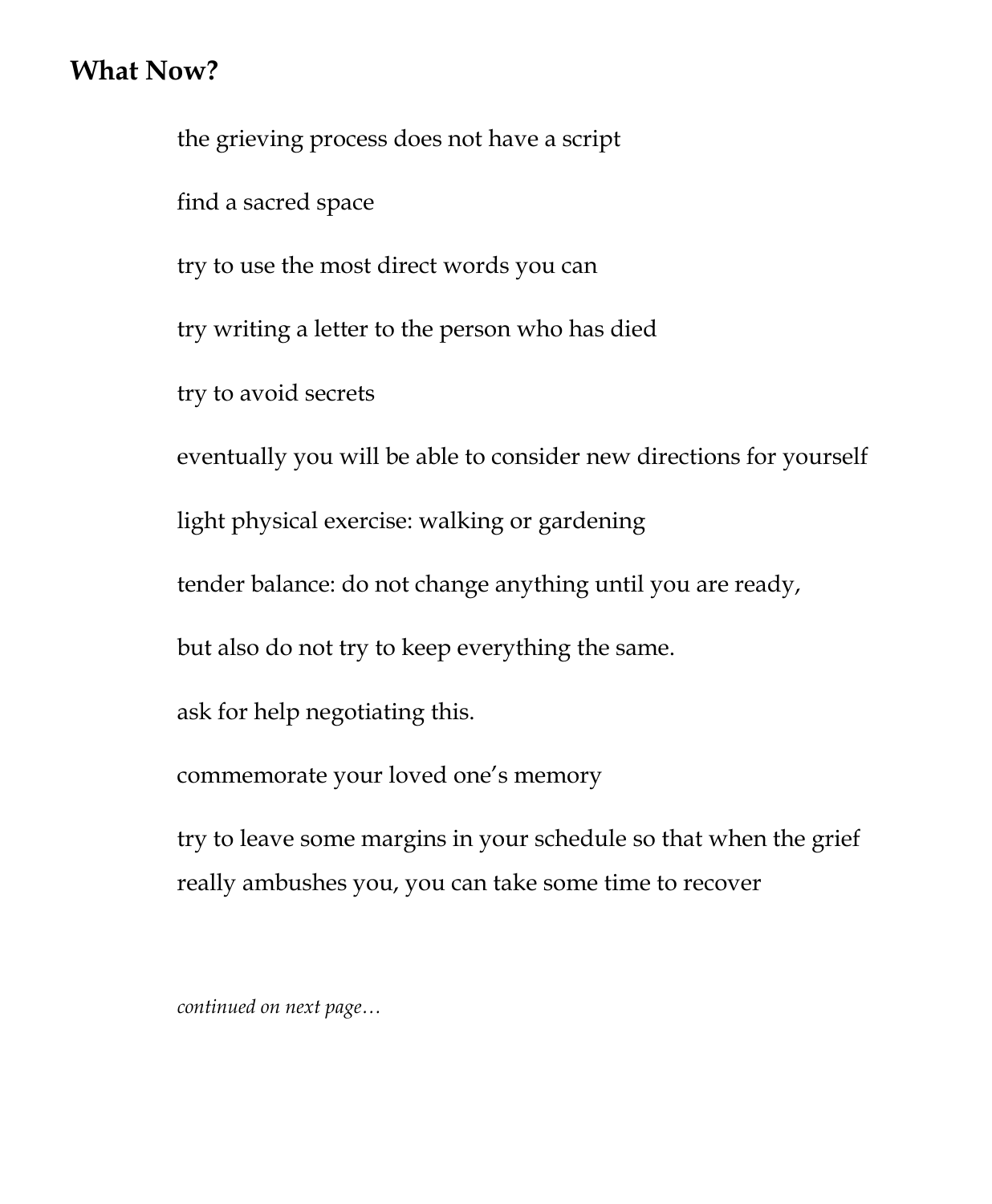**What Now?**

the grieving process does not have a script

find a sacred space

try to use the most direct words you can

try writing a letter to the person who has died

try to avoid secrets

eventually you will be able to consider new directions for yourself

light physical exercise: walking or gardening

tender balance: do not change anything until you are ready,

but also do not try to keep everything the same.

ask for help negotiating this.

commemorate your loved one's memory

try to leave some margins in your schedule so that when the grief really ambushes you, you can take some time to recover

*continued on next page…*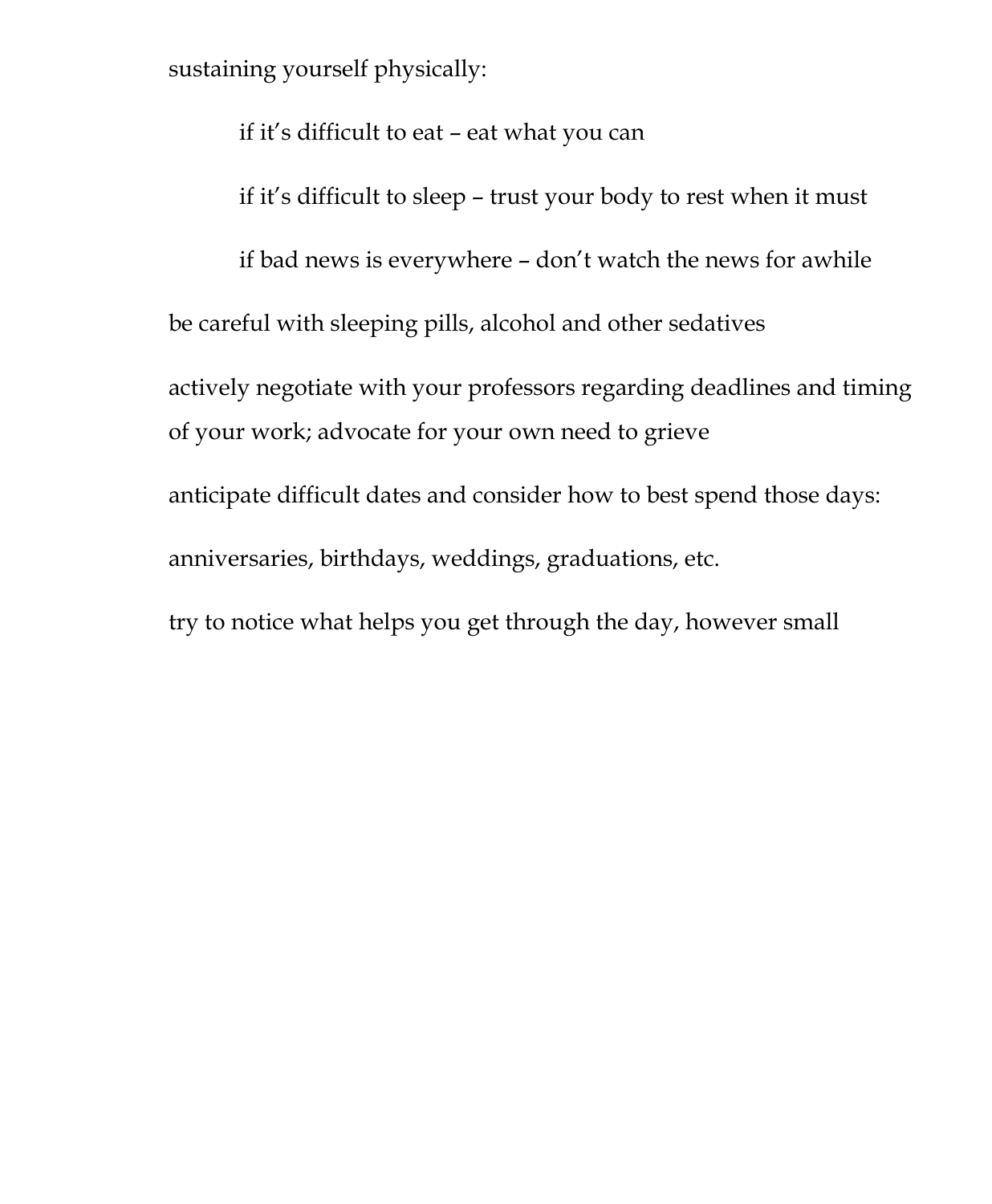sustaining yourself physically:

> if it's difficult to eat – eat what you can
>
> if it's difficult to sleep – trust your body to rest when it must
>
> if bad news is everywhere – don't watch the news for awhile

be careful with sleeping pills, alcohol and other sedatives

actively negotiate with your professors regarding deadlines and timing of your work; advocate for your own need to grieve

anticipate difficult dates and consider how to best spend those days:

anniversaries, birthdays, weddings, graduations, etc.

try to notice what helps you get through the day, however small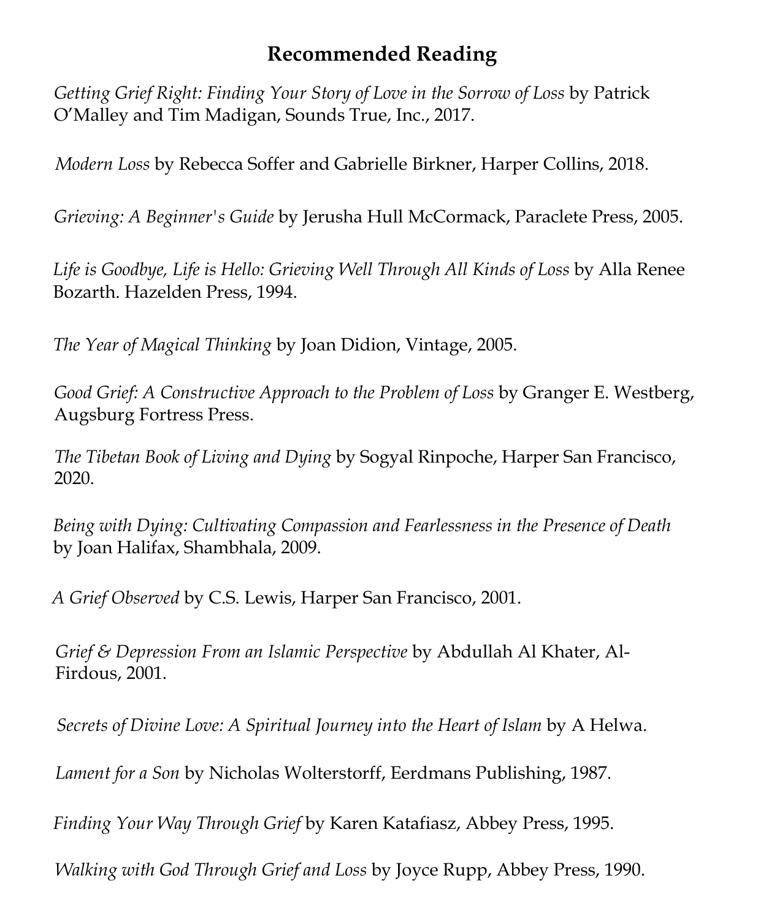# Recommended Reading

*Getting Grief Right: Finding Your Story of Love in the Sorrow of Loss* by Patrick O'Malley and Tim Madigan, Sounds True, Inc., 2017.

*Modern Loss* by Rebecca Soffer and Gabrielle Birkner, Harper Collins, 2018.

*Grieving: A Beginner's Guide* by Jerusha Hull McCormack, Paraclete Press, 2005.

*Life is Goodbye, Life is Hello: Grieving Well Through All Kinds of Loss* by Alla Renee Bozarth. Hazelden Press, 1994.

*The Year of Magical Thinking* by Joan Didion, Vintage, 2005.

*Good Grief: A Constructive Approach to the Problem of Loss* by Granger E. Westberg, Augsburg Fortress Press.

*The Tibetan Book of Living and Dying* by Sogyal Rinpoche, Harper San Francisco, 2020.

*Being with Dying: Cultivating Compassion and Fearlessness in the Presence of Death* by Joan Halifax, Shambhala, 2009.

*A Grief Observed* by C.S. Lewis, Harper San Francisco, 2001.

*Grief & Depression From an Islamic Perspective* by Abdullah Al Khater, Al-Firdous, 2001.

*Secrets of Divine Love: A Spiritual Journey into the Heart of Islam* by A Helwa.

*Lament for a Son* by Nicholas Wolterstorff, Eerdmans Publishing, 1987.

*Finding Your Way Through Grief* by Karen Katafiasz, Abbey Press, 1995.

*Walking with God Through Grief and Loss* by Joyce Rupp, Abbey Press, 1990.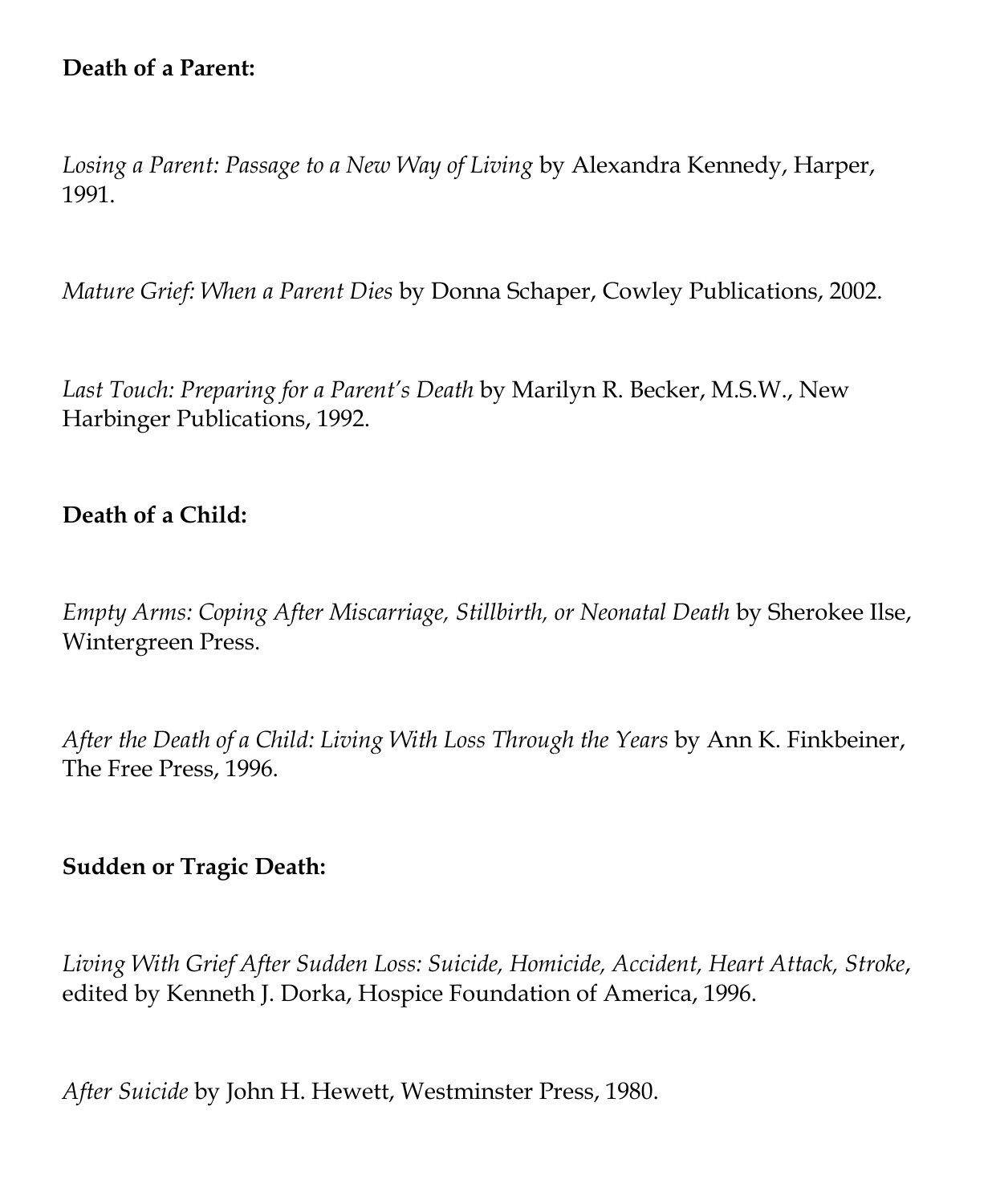**Death of a Parent:**

*Losing a Parent: Passage to a New Way of Living* by Alexandra Kennedy, Harper, 1991.

*Mature Grief: When a Parent Dies* by Donna Schaper, Cowley Publications, 2002.

*Last Touch: Preparing for a Parent's Death* by Marilyn R. Becker, M.S.W., New Harbinger Publications, 1992.

**Death of a Child:**

*Empty Arms: Coping After Miscarriage, Stillbirth, or Neonatal Death* by Sherokee Ilse, Wintergreen Press.

*After the Death of a Child: Living With Loss Through the Years* by Ann K. Finkbeiner, The Free Press, 1996.

**Sudden or Tragic Death:**

*Living With Grief After Sudden Loss: Suicide, Homicide, Accident, Heart Attack, Stroke*, edited by Kenneth J. Dorka, Hospice Foundation of America, 1996.

*After Suicide* by John H. Hewett, Westminster Press, 1980.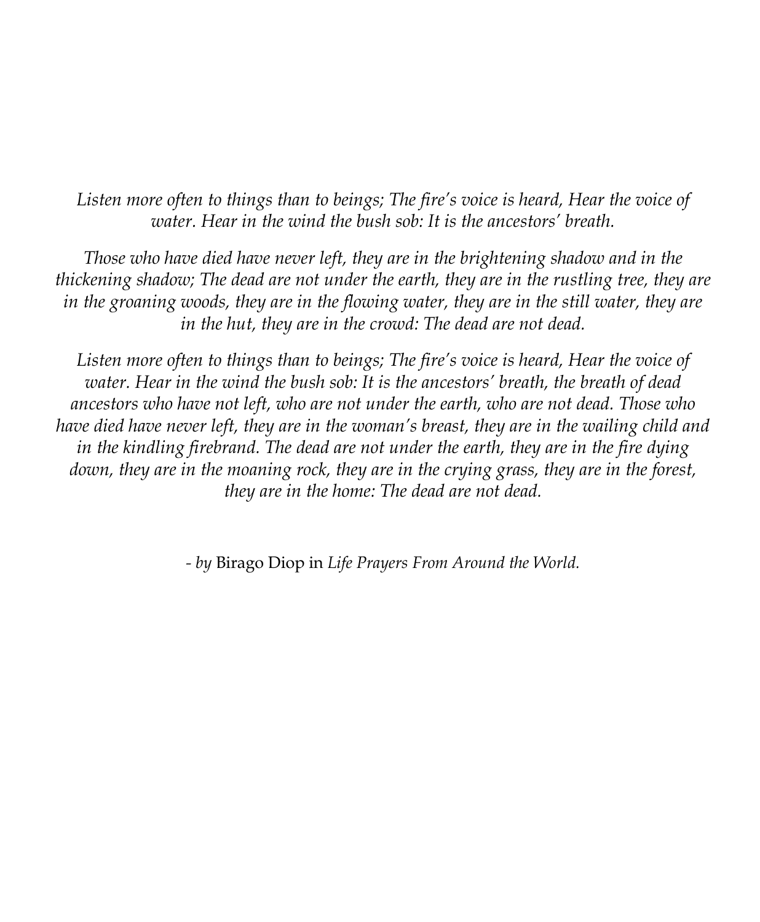*Listen more often to things than to beings; The fire's voice is heard, Hear the voice of water. Hear in the wind the bush sob: It is the ancestors' breath.*

*Those who have died have never left, they are in the brightening shadow and in the thickening shadow; The dead are not under the earth, they are in the rustling tree, they are in the groaning woods, they are in the flowing water, they are in the still water, they are in the hut, they are in the crowd: The dead are not dead.*

*Listen more often to things than to beings; The fire's voice is heard, Hear the voice of water. Hear in the wind the bush sob: It is the ancestors' breath, the breath of dead ancestors who have not left, who are not under the earth, who are not dead. Those who have died have never left, they are in the woman's breast, they are in the wailing child and in the kindling firebrand. The dead are not under the earth, they are in the fire dying down, they are in the moaning rock, they are in the crying grass, they are in the forest, they are in the home: The dead are not dead.*

- *by* Birago Diop in *Life Prayers From Around the World.*